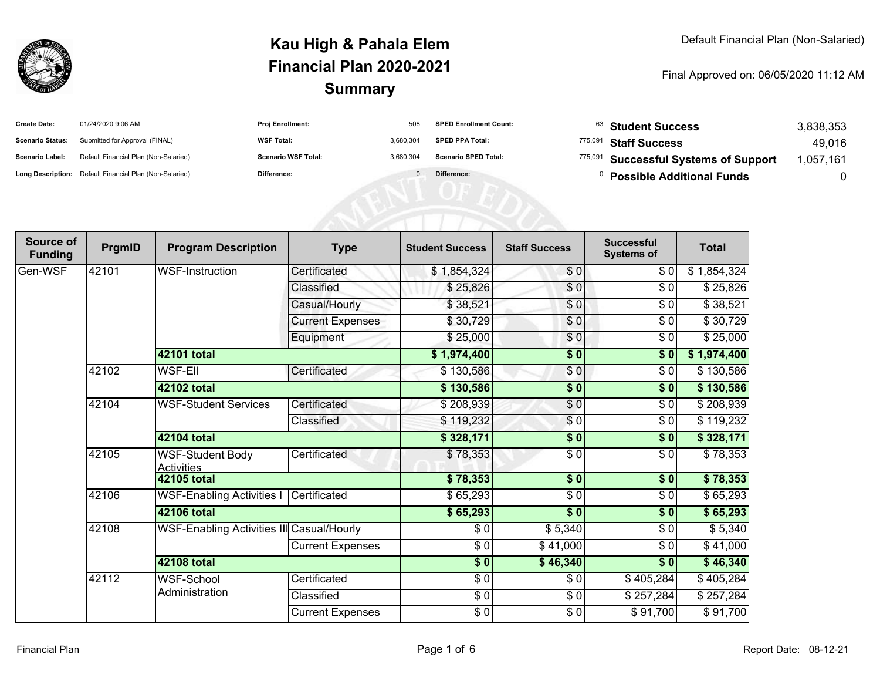# Kau High & Pahala Elem
## Financial Plan 2020-2021
## Summary

Default Financial Plan (Non-Salaried)

Final Approved on: 06/05/2020 11:12 AM

| | | | | | |
|---|---|---|---|---|---|
| **Create Date:** | 01/24/2020 9:06 AM | **Proj Enrollment:** | 508 | **SPED Enrollment Count:** | 63 |
| **Scenario Status:** | Submitted for Approval (FINAL) | **WSF Total:** | 3,680,304 | **SPED PPA Total:** | 775,091 |
| **Scenario Label:** | Default Financial Plan (Non-Salaried) | **Scenario WSF Total:** | 3,680,304 | **Scenario SPED Total:** | 775,091 |
| **Long Description:** | Default Financial Plan (Non-Salaried) | **Difference:** | 0 | **Difference:** | 0 |

| | |
|---|---|
| **Student Success** | 3,838,353 |
| **Staff Success** | 49,016 |
| **Successful Systems of Support** | 1,057,161 |
| **Possible Additional Funds** | 0 |

| Source of Funding | PrgmID | Program Description | Type | Student Success | Staff Success | Successful Systems of | Total |
|---|---|---|---|---|---|---|---|
| Gen-WSF | 42101 | WSF-Instruction | Certificated | $ 1,854,324 | $ 0 | $ 0 | $ 1,854,324 |
| | | | Classified | $ 25,826 | $ 0 | $ 0 | $ 25,826 |
| | | | Casual/Hourly | $ 38,521 | $ 0 | $ 0 | $ 38,521 |
| | | | Current Expenses | $ 30,729 | $ 0 | $ 0 | $ 30,729 |
| | | | Equipment | $ 25,000 | $ 0 | $ 0 | $ 25,000 |
| | | **42101 total** | | **$ 1,974,400** | **$ 0** | **$ 0** | **$ 1,974,400** |
| | 42102 | WSF-Ell | Certificated | $ 130,586 | $ 0 | $ 0 | $ 130,586 |
| | | **42102 total** | | **$ 130,586** | **$ 0** | **$ 0** | **$ 130,586** |
| | 42104 | WSF-Student Services | Certificated | $ 208,939 | $ 0 | $ 0 | $ 208,939 |
| | | | Classified | $ 119,232 | $ 0 | $ 0 | $ 119,232 |
| | | **42104 total** | | **$ 328,171** | **$ 0** | **$ 0** | **$ 328,171** |
| | 42105 | WSF-Student Body Activities | Certificated | $ 78,353 | $ 0 | $ 0 | $ 78,353 |
| | | **42105 total** | | **$ 78,353** | **$ 0** | **$ 0** | **$ 78,353** |
| | 42106 | WSF-Enabling Activities I | Certificated | $ 65,293 | $ 0 | $ 0 | $ 65,293 |
| | | **42106 total** | | **$ 65,293** | **$ 0** | **$ 0** | **$ 65,293** |
| | 42108 | WSF-Enabling Activities III | Casual/Hourly | $ 0 | $ 5,340 | $ 0 | $ 5,340 |
| | | | Current Expenses | $ 0 | $ 41,000 | $ 0 | $ 41,000 |
| | | **42108 total** | | **$ 0** | **$ 46,340** | **$ 0** | **$ 46,340** |
| | 42112 | WSF-School Administration | Certificated | $ 0 | $ 0 | $ 405,284 | $ 405,284 |
| | | | Classified | $ 0 | $ 0 | $ 257,284 | $ 257,284 |
| | | | Current Expenses | $ 0 | $ 0 | $ 91,700 | $ 91,700 |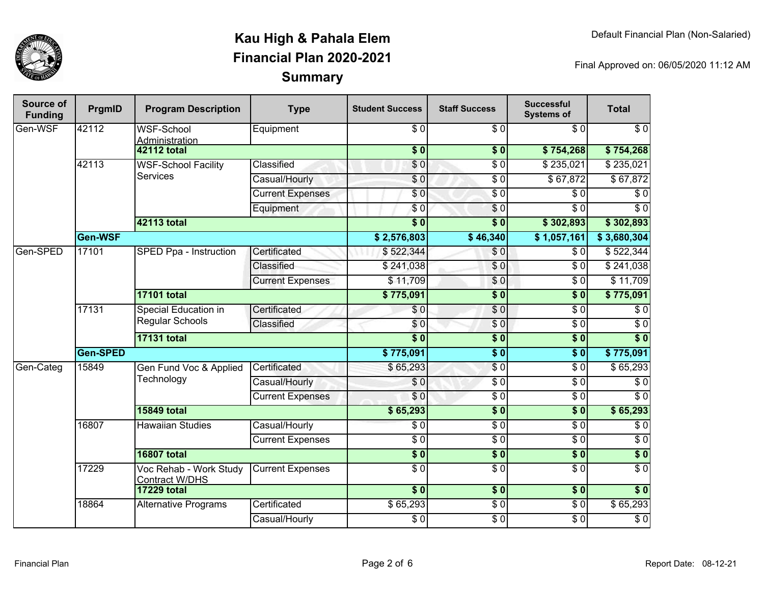# Kau High & Pahala Elem
## Financial Plan 2020-2021
## Summary

Default Financial Plan (Non-Salaried)

Final Approved on: 06/05/2020 11:12 AM

| Source of Funding | PrgmID | Program Description | Type | Student Success | Staff Success | Successful Systems of | Total |
|---|---|---|---|---|---|---|---|
| Gen-WSF | 42112 | WSF-School Administration | Equipment | $ 0 | $ 0 | $ 0 | $ 0 |
| | | 42112 total | | $ 0 | $ 0 | $ 754,268 | $ 754,268 |
| | 42113 | WSF-School Facility Services | Classified | $ 0 | $ 0 | $ 235,021 | $ 235,021 |
| | | | Casual/Hourly | $ 0 | $ 0 | $ 67,872 | $ 67,872 |
| | | | Current Expenses | $ 0 | $ 0 | $ 0 | $ 0 |
| | | | Equipment | $ 0 | $ 0 | $ 0 | $ 0 |
| | | 42113 total | | $ 0 | $ 0 | $ 302,893 | $ 302,893 |
| | Gen-WSF | | | $ 2,576,803 | $ 46,340 | $ 1,057,161 | $ 3,680,304 |
| Gen-SPED | 17101 | SPED Ppa - Instruction | Certificated | $ 522,344 | $ 0 | $ 0 | $ 522,344 |
| | | | Classified | $ 241,038 | $ 0 | $ 0 | $ 241,038 |
| | | | Current Expenses | $ 11,709 | $ 0 | $ 0 | $ 11,709 |
| | | 17101 total | | $ 775,091 | $ 0 | $ 0 | $ 775,091 |
| | 17131 | Special Education in Regular Schools | Certificated | $ 0 | $ 0 | $ 0 | $ 0 |
| | | | Classified | $ 0 | $ 0 | $ 0 | $ 0 |
| | | 17131 total | | $ 0 | $ 0 | $ 0 | $ 0 |
| | Gen-SPED | | | $ 775,091 | $ 0 | $ 0 | $ 775,091 |
| Gen-Categ | 15849 | Gen Fund Voc & Applied Technology | Certificated | $ 65,293 | $ 0 | $ 0 | $ 65,293 |
| | | | Casual/Hourly | $ 0 | $ 0 | $ 0 | $ 0 |
| | | | Current Expenses | $ 0 | $ 0 | $ 0 | $ 0 |
| | | 15849 total | | $ 65,293 | $ 0 | $ 0 | $ 65,293 |
| | 16807 | Hawaiian Studies | Casual/Hourly | $ 0 | $ 0 | $ 0 | $ 0 |
| | | | Current Expenses | $ 0 | $ 0 | $ 0 | $ 0 |
| | | 16807 total | | $ 0 | $ 0 | $ 0 | $ 0 |
| | 17229 | Voc Rehab - Work Study Contract W/DHS | Current Expenses | $ 0 | $ 0 | $ 0 | $ 0 |
| | | 17229 total | | $ 0 | $ 0 | $ 0 | $ 0 |
| | 18864 | Alternative Programs | Certificated | $ 65,293 | $ 0 | $ 0 | $ 65,293 |
| | | | Casual/Hourly | $ 0 | $ 0 | $ 0 | $ 0 |

Financial Plan

Report Date: 08-12-21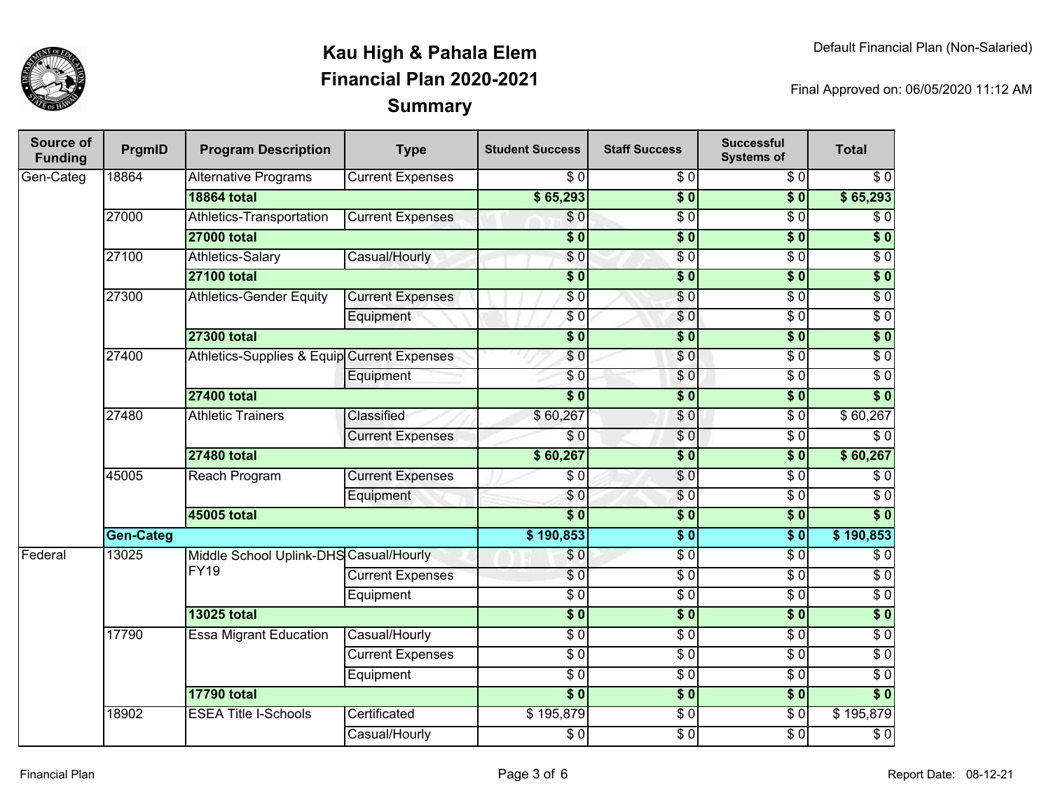# Kau High & Pahala Elem
## Financial Plan 2020-2021
## Summary

Default Financial Plan (Non-Salaried)

Final Approved on: 06/05/2020 11:12 AM

| Source of Funding | PrgmID | Program Description | Type | Student Success | Staff Success | Successful Systems of | Total |
|---|---|---|---|---|---|---|---|
| Gen-Categ | 18864 | Alternative Programs | Current Expenses | $ 0 | $ 0 | $ 0 | $ 0 |
| | | **18864 total** | | **$ 65,293** | **$ 0** | **$ 0** | **$ 65,293** |
| | 27000 | Athletics-Transportation | Current Expenses | $ 0 | $ 0 | $ 0 | $ 0 |
| | | **27000 total** | | **$ 0** | **$ 0** | **$ 0** | **$ 0** |
| | 27100 | Athletics-Salary | Casual/Hourly | $ 0 | $ 0 | $ 0 | $ 0 |
| | | **27100 total** | | **$ 0** | **$ 0** | **$ 0** | **$ 0** |
| | 27300 | Athletics-Gender Equity | Current Expenses | $ 0 | $ 0 | $ 0 | $ 0 |
| | | | Equipment | $ 0 | $ 0 | $ 0 | $ 0 |
| | | **27300 total** | | **$ 0** | **$ 0** | **$ 0** | **$ 0** |
| | 27400 | Athletics-Supplies & Equip | Current Expenses | $ 0 | $ 0 | $ 0 | $ 0 |
| | | | Equipment | $ 0 | $ 0 | $ 0 | $ 0 |
| | | **27400 total** | | **$ 0** | **$ 0** | **$ 0** | **$ 0** |
| | 27480 | Athletic Trainers | Classified | $ 60,267 | $ 0 | $ 0 | $ 60,267 |
| | | | Current Expenses | $ 0 | $ 0 | $ 0 | $ 0 |
| | | **27480 total** | | **$ 60,267** | **$ 0** | **$ 0** | **$ 60,267** |
| | 45005 | Reach Program | Current Expenses | $ 0 | $ 0 | $ 0 | $ 0 |
| | | | Equipment | $ 0 | $ 0 | $ 0 | $ 0 |
| | | **45005 total** | | **$ 0** | **$ 0** | **$ 0** | **$ 0** |
| | **Gen-Categ** | | | **$ 190,853** | **$ 0** | **$ 0** | **$ 190,853** |
| Federal | 13025 | Middle School Uplink-DHS FY19 | Casual/Hourly | $ 0 | $ 0 | $ 0 | $ 0 |
| | | | Current Expenses | $ 0 | $ 0 | $ 0 | $ 0 |
| | | | Equipment | $ 0 | $ 0 | $ 0 | $ 0 |
| | | **13025 total** | | **$ 0** | **$ 0** | **$ 0** | **$ 0** |
| | 17790 | Essa Migrant Education | Casual/Hourly | $ 0 | $ 0 | $ 0 | $ 0 |
| | | | Current Expenses | $ 0 | $ 0 | $ 0 | $ 0 |
| | | | Equipment | $ 0 | $ 0 | $ 0 | $ 0 |
| | | **17790 total** | | **$ 0** | **$ 0** | **$ 0** | **$ 0** |
| | 18902 | ESEA Title I-Schools | Certificated | $ 195,879 | $ 0 | $ 0 | $ 195,879 |
| | | | Casual/Hourly | $ 0 | $ 0 | $ 0 | $ 0 |

Financial Plan

Report Date: 08-12-21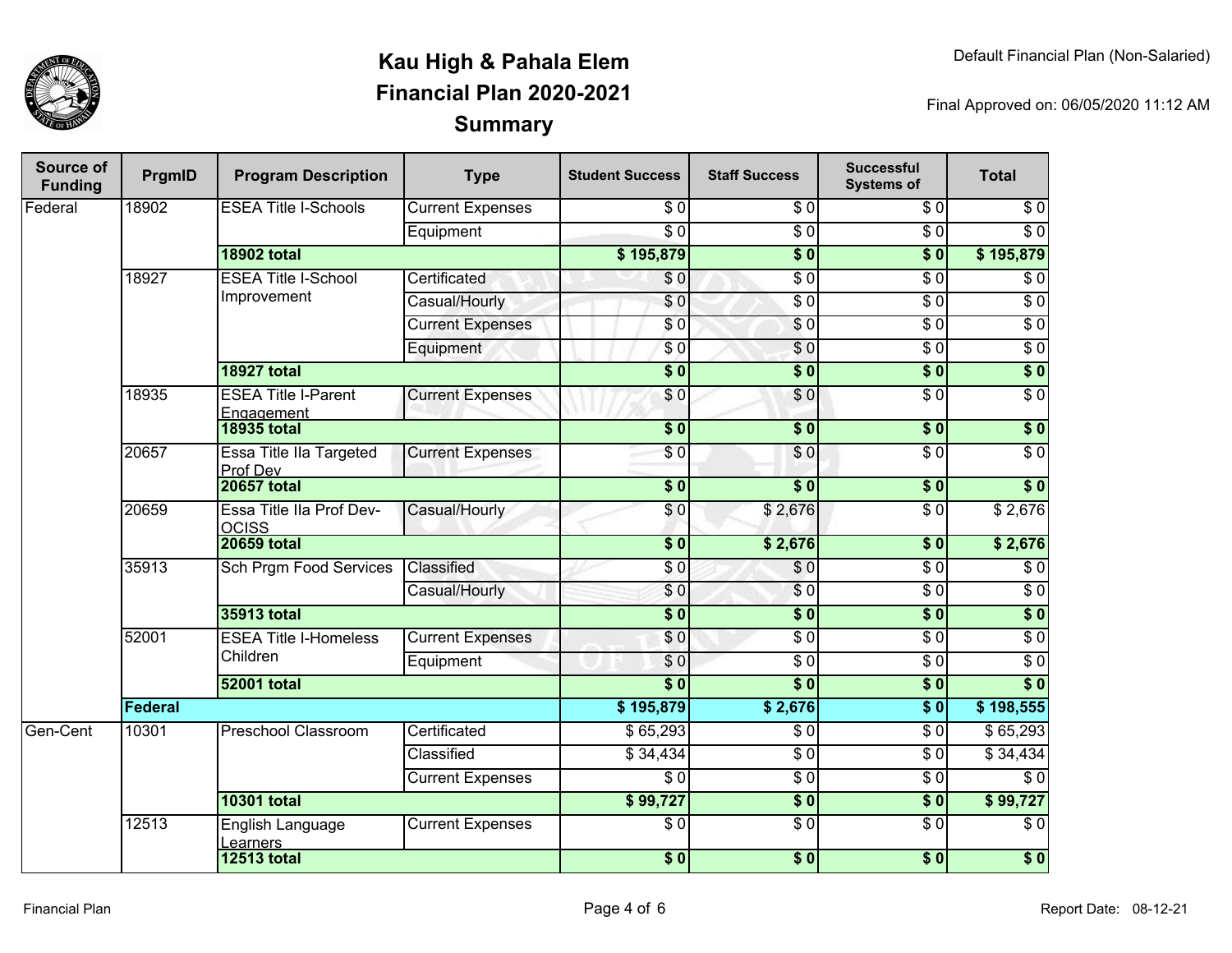# Kau High & Pahala Elem
# Financial Plan 2020-2021
# Summary

Default Financial Plan (Non-Salaried)

Final Approved on: 06/05/2020 11:12 AM

| Source of Funding | PrgmID | Program Description | Type | Student Success | Staff Success | Successful Systems of | Total |
|---|---|---|---|---|---|---|---|
| Federal | 18902 | ESEA Title I-Schools | Current Expenses | $ 0 | $ 0 | $ 0 | $ 0 |
| | | | Equipment | $ 0 | $ 0 | $ 0 | $ 0 |
| | | **18902 total** | | **$ 195,879** | **$ 0** | **$ 0** | **$ 195,879** |
| | 18927 | ESEA Title I-School Improvement | Certificated | $ 0 | $ 0 | $ 0 | $ 0 |
| | | | Casual/Hourly | $ 0 | $ 0 | $ 0 | $ 0 |
| | | | Current Expenses | $ 0 | $ 0 | $ 0 | $ 0 |
| | | | Equipment | $ 0 | $ 0 | $ 0 | $ 0 |
| | | **18927 total** | | **$ 0** | **$ 0** | **$ 0** | **$ 0** |
| | 18935 | ESEA Title I-Parent Engagement | Current Expenses | $ 0 | $ 0 | $ 0 | $ 0 |
| | | **18935 total** | | **$ 0** | **$ 0** | **$ 0** | **$ 0** |
| | 20657 | Essa Title IIa Targeted Prof Dev | Current Expenses | $ 0 | $ 0 | $ 0 | $ 0 |
| | | **20657 total** | | **$ 0** | **$ 0** | **$ 0** | **$ 0** |
| | 20659 | Essa Title IIa Prof Dev-OCISS | Casual/Hourly | $ 0 | $ 2,676 | $ 0 | $ 2,676 |
| | | **20659 total** | | **$ 0** | **$ 2,676** | **$ 0** | **$ 2,676** |
| | 35913 | Sch Prgm Food Services | Classified | $ 0 | $ 0 | $ 0 | $ 0 |
| | | | Casual/Hourly | $ 0 | $ 0 | $ 0 | $ 0 |
| | | **35913 total** | | **$ 0** | **$ 0** | **$ 0** | **$ 0** |
| | 52001 | ESEA Title I-Homeless Children | Current Expenses | $ 0 | $ 0 | $ 0 | $ 0 |
| | | | Equipment | $ 0 | $ 0 | $ 0 | $ 0 |
| | | **52001 total** | | **$ 0** | **$ 0** | **$ 0** | **$ 0** |
| | **Federal** | | | **$ 195,879** | **$ 2,676** | **$ 0** | **$ 198,555** |
| Gen-Cent | 10301 | Preschool Classroom | Certificated | $ 65,293 | $ 0 | $ 0 | $ 65,293 |
| | | | Classified | $ 34,434 | $ 0 | $ 0 | $ 34,434 |
| | | | Current Expenses | $ 0 | $ 0 | $ 0 | $ 0 |
| | | **10301 total** | | **$ 99,727** | **$ 0** | **$ 0** | **$ 99,727** |
| | 12513 | English Language Learners | Current Expenses | $ 0 | $ 0 | $ 0 | $ 0 |
| | | **12513 total** | | **$ 0** | **$ 0** | **$ 0** | **$ 0** |

Financial Plan

Report Date: 08-12-21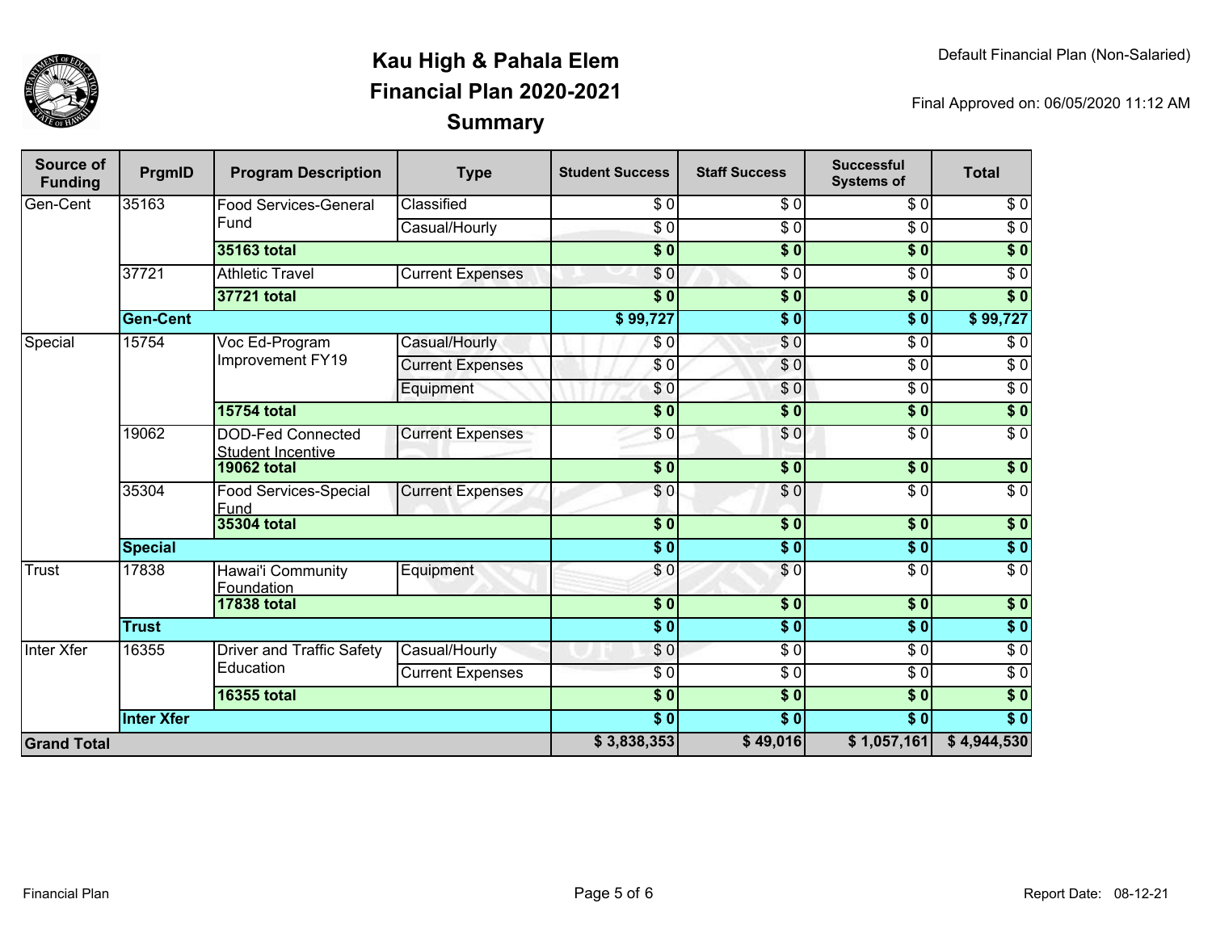# Kau High & Pahala Elem
## Financial Plan 2020-2021
## Summary

Default Financial Plan (Non-Salaried)

Final Approved on: 06/05/2020 11:12 AM

| Source of Funding | PrgmID | Program Description | Type | Student Success | Staff Success | Successful Systems of | Total |
|---|---|---|---|---|---|---|---|
| Gen-Cent | 35163 | Food Services-General Fund | Classified | $ 0 | $ 0 | $ 0 | $ 0 |
| | | | Casual/Hourly | $ 0 | $ 0 | $ 0 | $ 0 |
| | | **35163 total** | | **$ 0** | **$ 0** | **$ 0** | **$ 0** |
| | 37721 | Athletic Travel | Current Expenses | $ 0 | $ 0 | $ 0 | $ 0 |
| | | **37721 total** | | **$ 0** | **$ 0** | **$ 0** | **$ 0** |
| | **Gen-Cent** | | | **$ 99,727** | **$ 0** | **$ 0** | **$ 99,727** |
| Special | 15754 | Voc Ed-Program Improvement FY19 | Casual/Hourly | $ 0 | $ 0 | $ 0 | $ 0 |
| | | | Current Expenses | $ 0 | $ 0 | $ 0 | $ 0 |
| | | | Equipment | $ 0 | $ 0 | $ 0 | $ 0 |
| | | **15754 total** | | **$ 0** | **$ 0** | **$ 0** | **$ 0** |
| | 19062 | DOD-Fed Connected Student Incentive | Current Expenses | $ 0 | $ 0 | $ 0 | $ 0 |
| | | **19062 total** | | **$ 0** | **$ 0** | **$ 0** | **$ 0** |
| | 35304 | Food Services-Special Fund | Current Expenses | $ 0 | $ 0 | $ 0 | $ 0 |
| | | **35304 total** | | **$ 0** | **$ 0** | **$ 0** | **$ 0** |
| | **Special** | | | **$ 0** | **$ 0** | **$ 0** | **$ 0** |
| Trust | 17838 | Hawai'i Community Foundation | Equipment | $ 0 | $ 0 | $ 0 | $ 0 |
| | | **17838 total** | | **$ 0** | **$ 0** | **$ 0** | **$ 0** |
| | **Trust** | | | **$ 0** | **$ 0** | **$ 0** | **$ 0** |
| Inter Xfer | 16355 | Driver and Traffic Safety Education | Casual/Hourly | $ 0 | $ 0 | $ 0 | $ 0 |
| | | | Current Expenses | $ 0 | $ 0 | $ 0 | $ 0 |
| | | **16355 total** | | **$ 0** | **$ 0** | **$ 0** | **$ 0** |
| | **Inter Xfer** | | | **$ 0** | **$ 0** | **$ 0** | **$ 0** |
| **Grand Total** | | | | **$ 3,838,353** | **$ 49,016** | **$ 1,057,161** | **$ 4,944,530** |

Financial Plan

Report Date: 08-12-21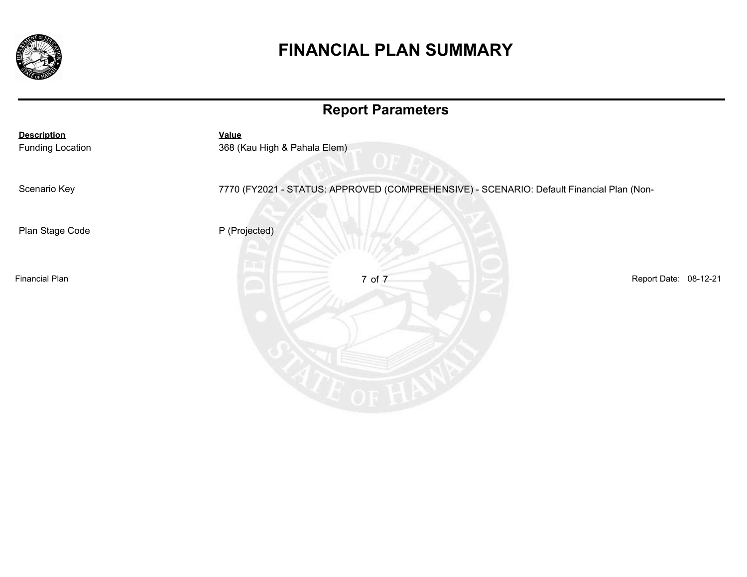# FINANCIAL PLAN SUMMARY

## Report Parameters

| Description | Value |
| --- | --- |
| Funding Location | 368 (Kau High & Pahala Elem) |
| Scenario Key | 7770 (FY2021 - STATUS: APPROVED (COMPREHENSIVE) - SCENARIO: Default Financial Plan (Non- |
| Plan Stage Code | P (Projected) |